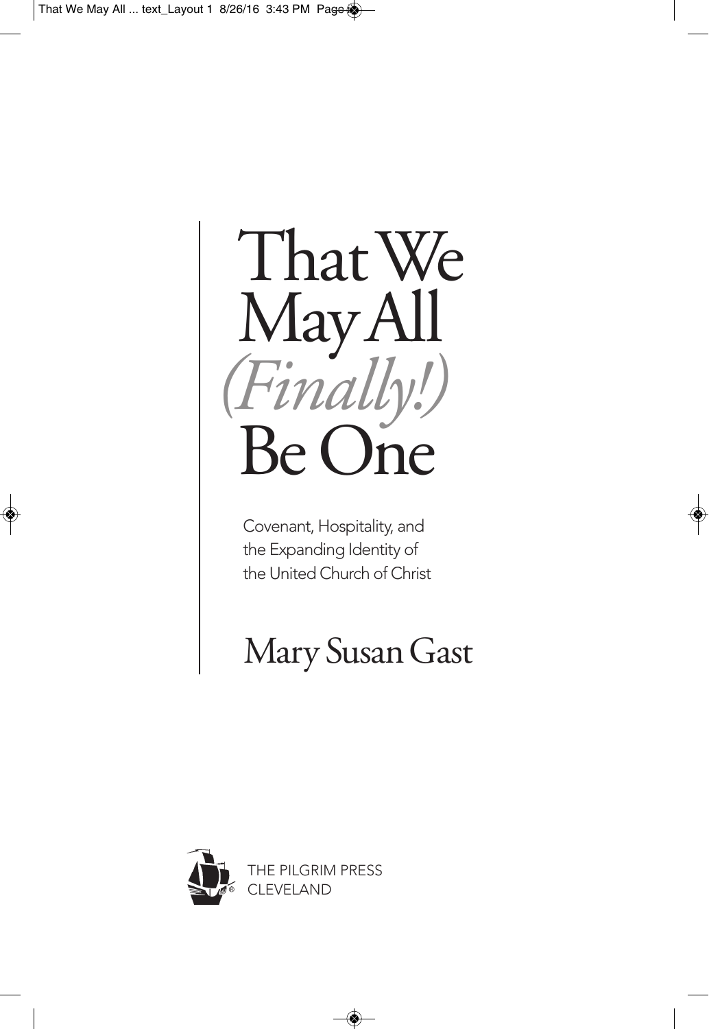# That We May All *(Finally!)* Be One

Covenant, Hospitality, and the Expanding Identity of the United Church of Christ

Mary Susan Gast

THE PILGRIM PRESS
CLEVELAND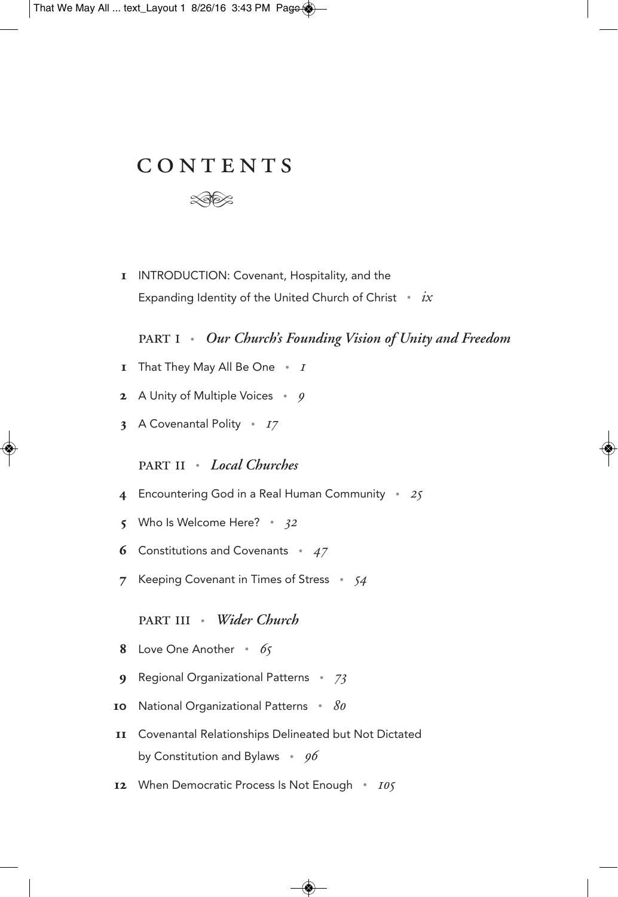# CONTENTS

1 INTRODUCTION: Covenant, Hospitality, and the Expanding Identity of the United Church of Christ • *ix*

## PART I • *Our Church's Founding Vision of Unity and Freedom*

1 That They May All Be One • *1*

2 A Unity of Multiple Voices • *9*

3 A Covenantal Polity • *17*

## PART II • *Local Churches*

4 Encountering God in a Real Human Community • *25*

5 Who Is Welcome Here? • *32*

6 Constitutions and Covenants • *47*

7 Keeping Covenant in Times of Stress • *54*

## PART III • *Wider Church*

8 Love One Another • *65*

9 Regional Organizational Patterns • *73*

10 National Organizational Patterns • *80*

11 Covenantal Relationships Delineated but Not Dictated by Constitution and Bylaws • *96*

12 When Democratic Process Is Not Enough • *105*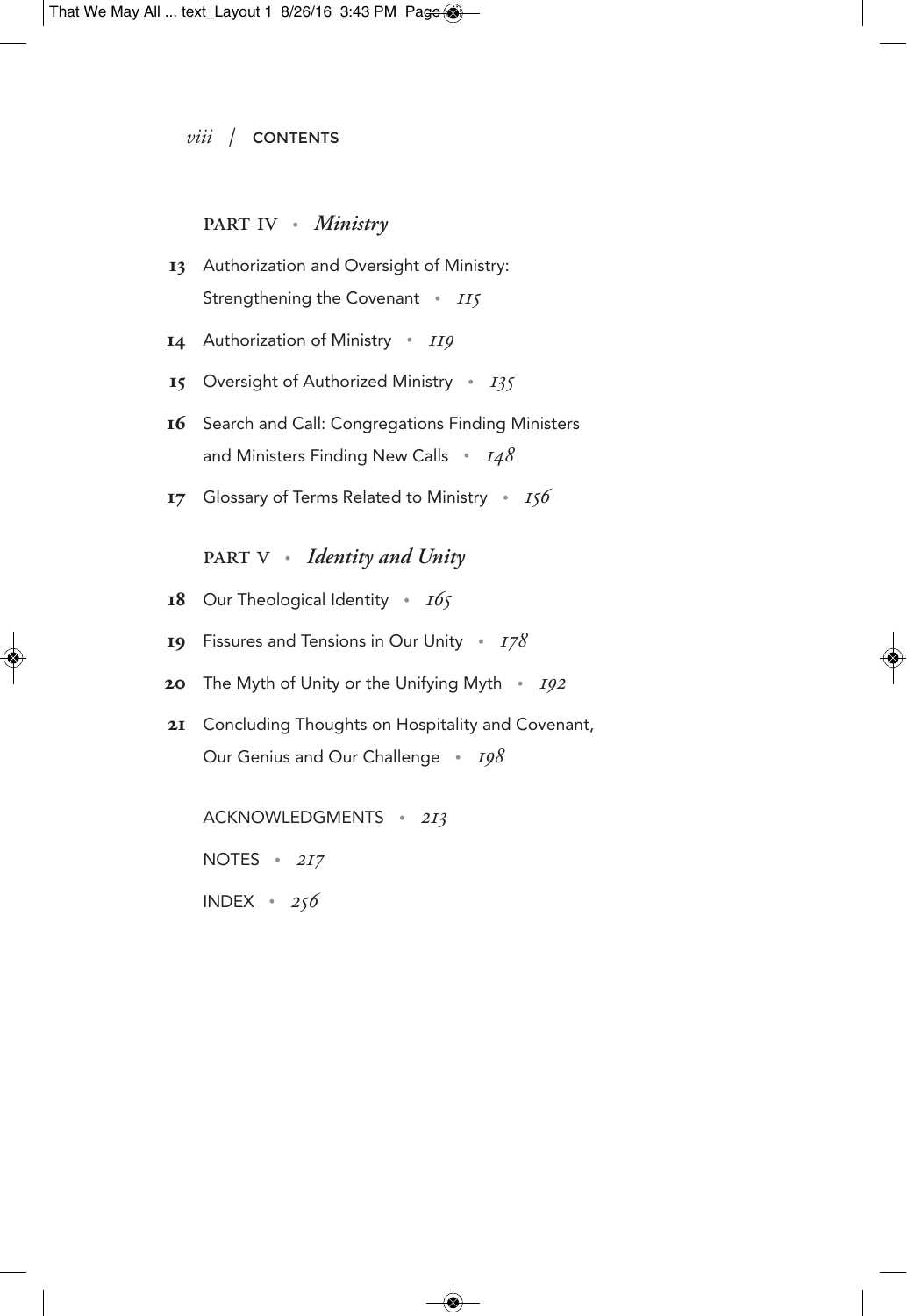## PART IV • *Ministry*

**13** Authorization and Oversight of Ministry: Strengthening the Covenant • *115*

**14** Authorization of Ministry • *119*

**15** Oversight of Authorized Ministry • *135*

**16** Search and Call: Congregations Finding Ministers and Ministers Finding New Calls • *148*

**17** Glossary of Terms Related to Ministry • *156*

## PART V • *Identity and Unity*

**18** Our Theological Identity • *165*

**19** Fissures and Tensions in Our Unity • *178*

**20** The Myth of Unity or the Unifying Myth • *192*

**21** Concluding Thoughts on Hospitality and Covenant, Our Genius and Our Challenge • *198*

ACKNOWLEDGMENTS • *213*

NOTES • *217*

INDEX • *256*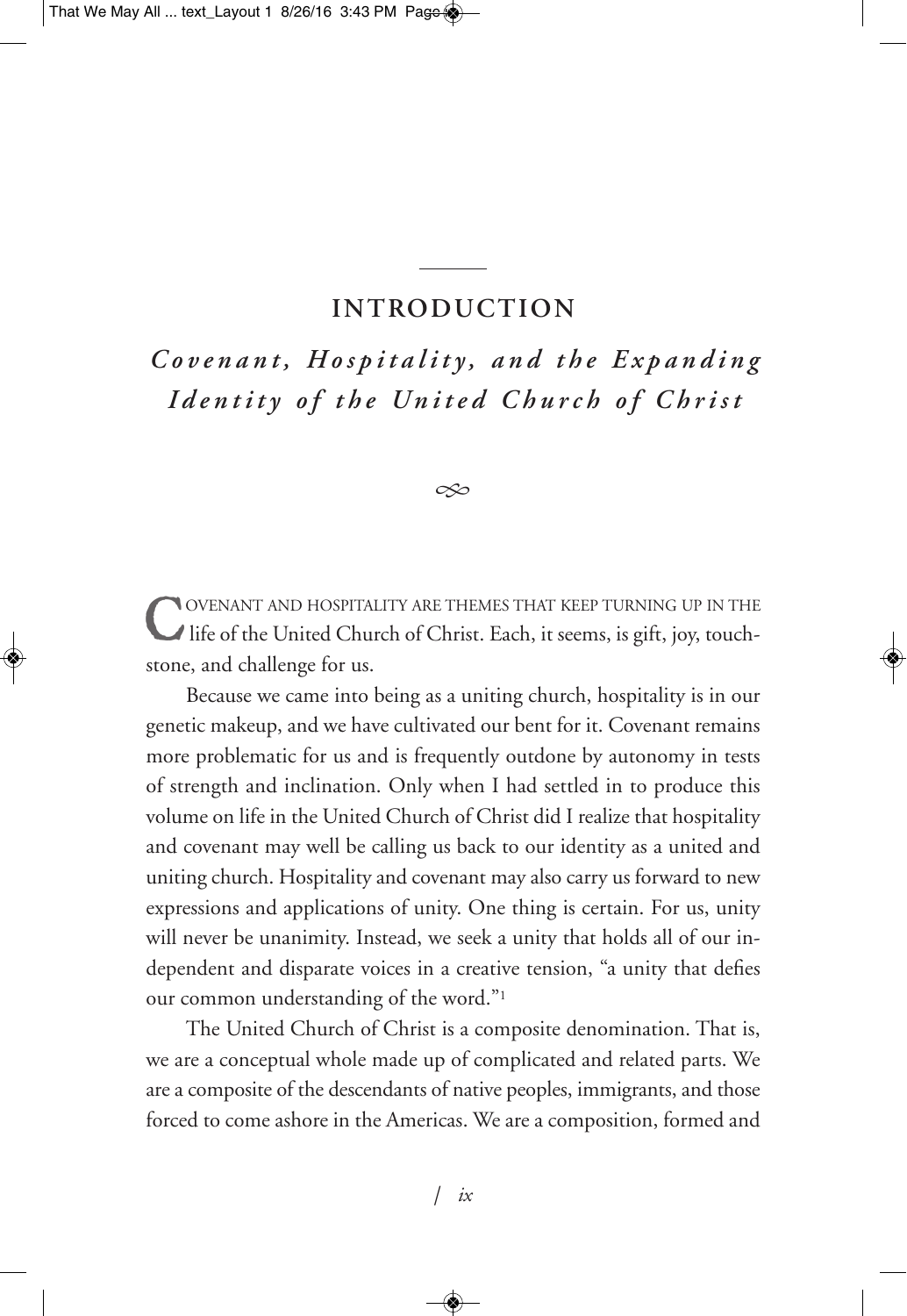# INTRODUCTION

## *Covenant, Hospitality, and the Expanding Identity of the United Church of Christ*

Covenant and hospitality are themes that keep turning up in the life of the United Church of Christ. Each, it seems, is gift, joy, touchstone, and challenge for us.

Because we came into being as a uniting church, hospitality is in our genetic makeup, and we have cultivated our bent for it. Covenant remains more problematic for us and is frequently outdone by autonomy in tests of strength and inclination. Only when I had settled in to produce this volume on life in the United Church of Christ did I realize that hospitality and covenant may well be calling us back to our identity as a united and uniting church. Hospitality and covenant may also carry us forward to new expressions and applications of unity. One thing is certain. For us, unity will never be unanimity. Instead, we seek a unity that holds all of our independent and disparate voices in a creative tension, "a unity that defies our common understanding of the word."[1]

The United Church of Christ is a composite denomination. That is, we are a conceptual whole made up of complicated and related parts. We are a composite of the descendants of native peoples, immigrants, and those forced to come ashore in the Americas. We are a composition, formed and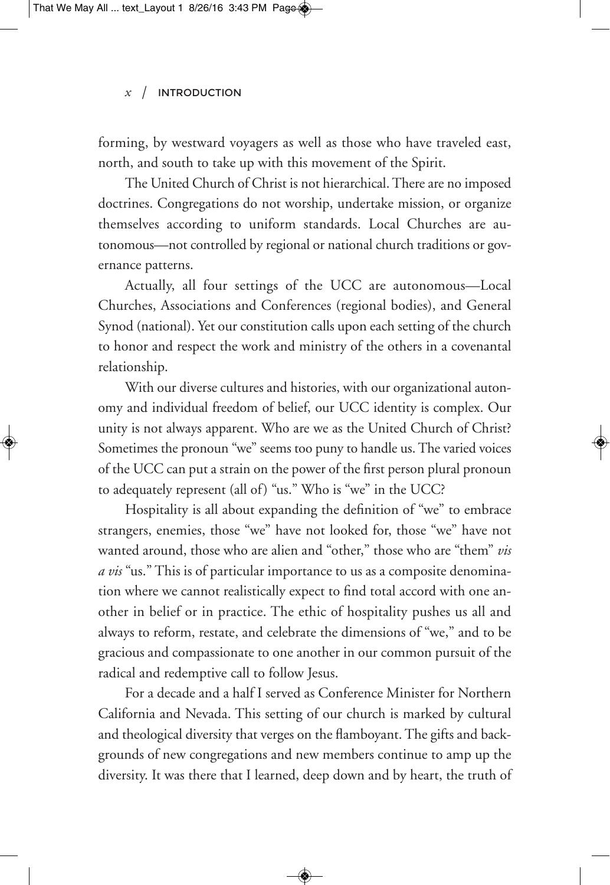forming, by westward voyagers as well as those who have traveled east, north, and south to take up with this movement of the Spirit.

The United Church of Christ is not hierarchical. There are no imposed doctrines. Congregations do not worship, undertake mission, or organize themselves according to uniform standards. Local Churches are autonomous—not controlled by regional or national church traditions or governance patterns.

Actually, all four settings of the UCC are autonomous—Local Churches, Associations and Conferences (regional bodies), and General Synod (national). Yet our constitution calls upon each setting of the church to honor and respect the work and ministry of the others in a covenantal relationship.

With our diverse cultures and histories, with our organizational autonomy and individual freedom of belief, our UCC identity is complex. Our unity is not always apparent. Who are we as the United Church of Christ? Sometimes the pronoun "we" seems too puny to handle us. The varied voices of the UCC can put a strain on the power of the first person plural pronoun to adequately represent (all of) "us." Who is "we" in the UCC?

Hospitality is all about expanding the definition of "we" to embrace strangers, enemies, those "we" have not looked for, those "we" have not wanted around, those who are alien and "other," those who are "them" *vis a vis* "us." This is of particular importance to us as a composite denomination where we cannot realistically expect to find total accord with one another in belief or in practice. The ethic of hospitality pushes us all and always to reform, restate, and celebrate the dimensions of "we," and to be gracious and compassionate to one another in our common pursuit of the radical and redemptive call to follow Jesus.

For a decade and a half I served as Conference Minister for Northern California and Nevada. This setting of our church is marked by cultural and theological diversity that verges on the flamboyant. The gifts and backgrounds of new congregations and new members continue to amp up the diversity. It was there that I learned, deep down and by heart, the truth of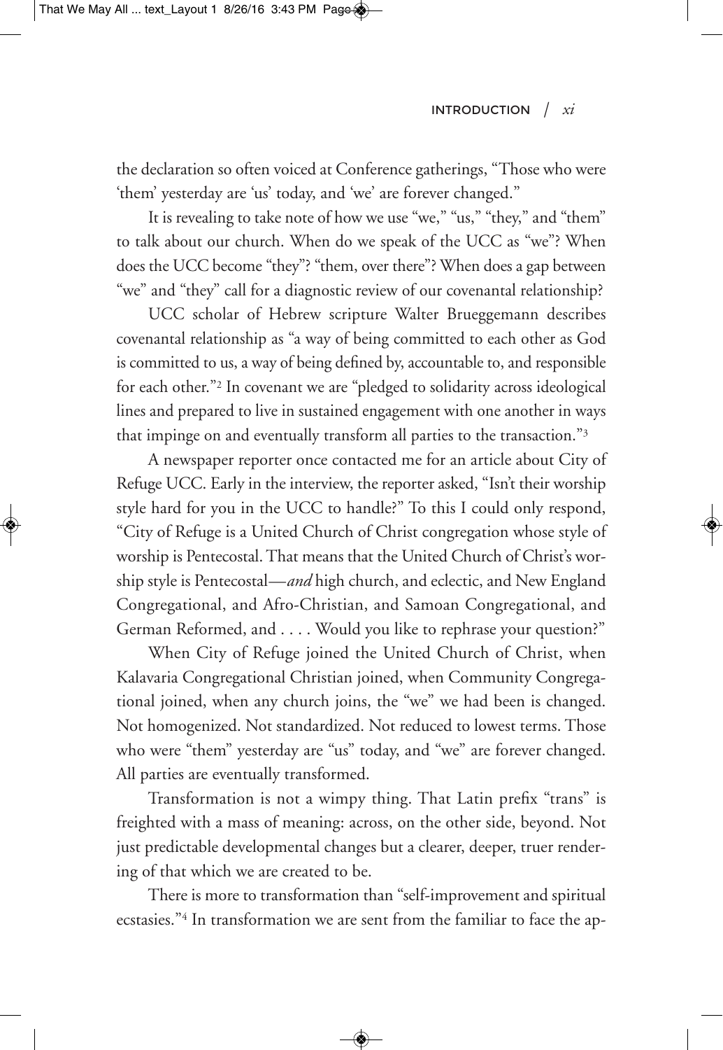the declaration so often voiced at Conference gatherings, "Those who were 'them' yesterday are 'us' today, and 'we' are forever changed."

It is revealing to take note of how we use "we," "us," "they," and "them" to talk about our church. When do we speak of the UCC as "we"? When does the UCC become "they"? "them, over there"? When does a gap between "we" and "they" call for a diagnostic review of our covenantal relationship?

UCC scholar of Hebrew scripture Walter Brueggemann describes covenantal relationship as "a way of being committed to each other as God is committed to us, a way of being defined by, accountable to, and responsible for each other."[2] In covenant we are "pledged to solidarity across ideological lines and prepared to live in sustained engagement with one another in ways that impinge on and eventually transform all parties to the transaction."[3]

A newspaper reporter once contacted me for an article about City of Refuge UCC. Early in the interview, the reporter asked, "Isn't their worship style hard for you in the UCC to handle?" To this I could only respond, "City of Refuge is a United Church of Christ congregation whose style of worship is Pentecostal. That means that the United Church of Christ's worship style is Pentecostal—*and* high church, and eclectic, and New England Congregational, and Afro-Christian, and Samoan Congregational, and German Reformed, and . . . . Would you like to rephrase your question?"

When City of Refuge joined the United Church of Christ, when Kalavaria Congregational Christian joined, when Community Congregational joined, when any church joins, the "we" we had been is changed. Not homogenized. Not standardized. Not reduced to lowest terms. Those who were "them" yesterday are "us" today, and "we" are forever changed. All parties are eventually transformed.

Transformation is not a wimpy thing. That Latin prefix "trans" is freighted with a mass of meaning: across, on the other side, beyond. Not just predictable developmental changes but a clearer, deeper, truer rendering of that which we are created to be.

There is more to transformation than "self-improvement and spiritual ecstasies."[4] In transformation we are sent from the familiar to face the ap-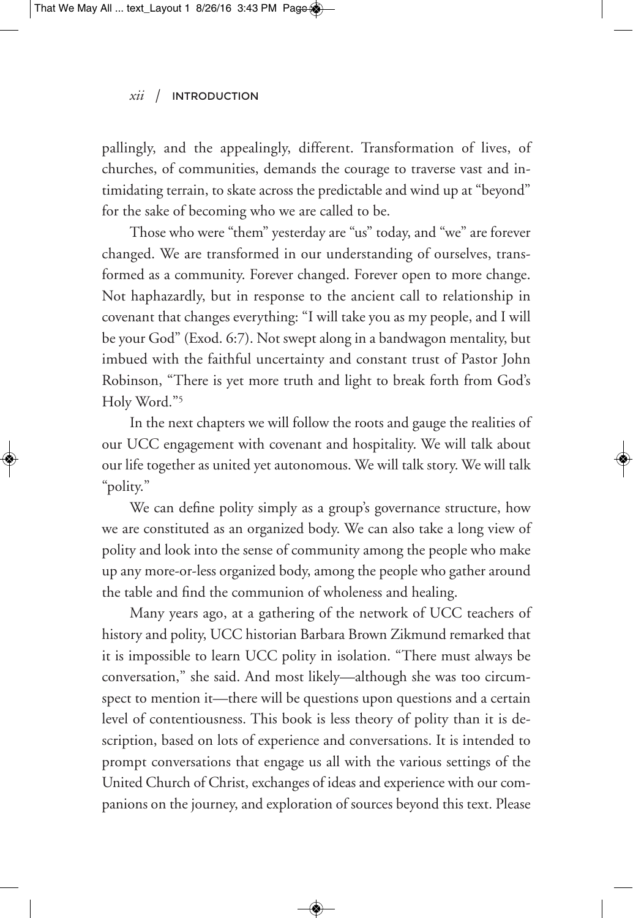pallingly, and the appealingly, different. Transformation of lives, of churches, of communities, demands the courage to traverse vast and intimidating terrain, to skate across the predictable and wind up at "beyond" for the sake of becoming who we are called to be.

Those who were "them" yesterday are "us" today, and "we" are forever changed. We are transformed in our understanding of ourselves, transformed as a community. Forever changed. Forever open to more change. Not haphazardly, but in response to the ancient call to relationship in covenant that changes everything: "I will take you as my people, and I will be your God" (Exod. 6:7). Not swept along in a bandwagon mentality, but imbued with the faithful uncertainty and constant trust of Pastor John Robinson, "There is yet more truth and light to break forth from God's Holy Word."[5]

In the next chapters we will follow the roots and gauge the realities of our UCC engagement with covenant and hospitality. We will talk about our life together as united yet autonomous. We will talk story. We will talk "polity."

We can define polity simply as a group's governance structure, how we are constituted as an organized body. We can also take a long view of polity and look into the sense of community among the people who make up any more-or-less organized body, among the people who gather around the table and find the communion of wholeness and healing.

Many years ago, at a gathering of the network of UCC teachers of history and polity, UCC historian Barbara Brown Zikmund remarked that it is impossible to learn UCC polity in isolation. "There must always be conversation," she said. And most likely—although she was too circumspect to mention it—there will be questions upon questions and a certain level of contentiousness. This book is less theory of polity than it is description, based on lots of experience and conversations. It is intended to prompt conversations that engage us all with the various settings of the United Church of Christ, exchanges of ideas and experience with our companions on the journey, and exploration of sources beyond this text. Please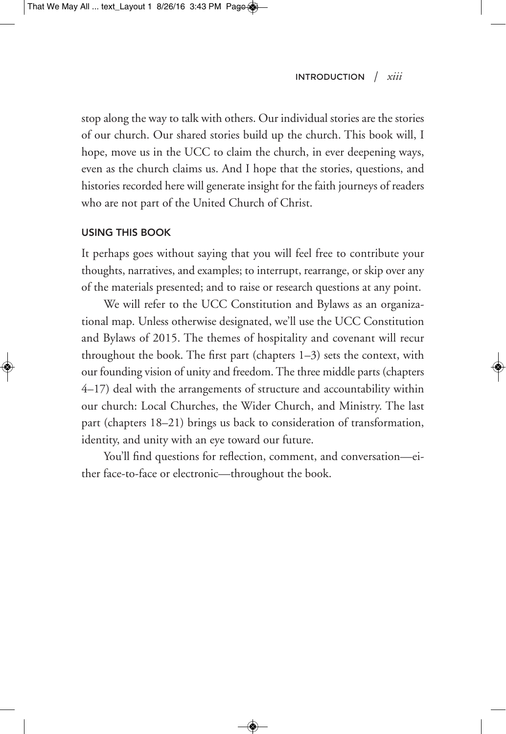stop along the way to talk with others. Our individual stories are the stories of our church. Our shared stories build up the church. This book will, I hope, move us in the UCC to claim the church, in ever deepening ways, even as the church claims us. And I hope that the stories, questions, and histories recorded here will generate insight for the faith journeys of readers who are not part of the United Church of Christ.

## USING THIS BOOK

It perhaps goes without saying that you will feel free to contribute your thoughts, narratives, and examples; to interrupt, rearrange, or skip over any of the materials presented; and to raise or research questions at any point.

We will refer to the UCC Constitution and Bylaws as an organizational map. Unless otherwise designated, we'll use the UCC Constitution and Bylaws of 2015. The themes of hospitality and covenant will recur throughout the book. The first part (chapters 1–3) sets the context, with our founding vision of unity and freedom. The three middle parts (chapters 4–17) deal with the arrangements of structure and accountability within our church: Local Churches, the Wider Church, and Ministry. The last part (chapters 18–21) brings us back to consideration of transformation, identity, and unity with an eye toward our future.

You'll find questions for reflection, comment, and conversation—either face-to-face or electronic—throughout the book.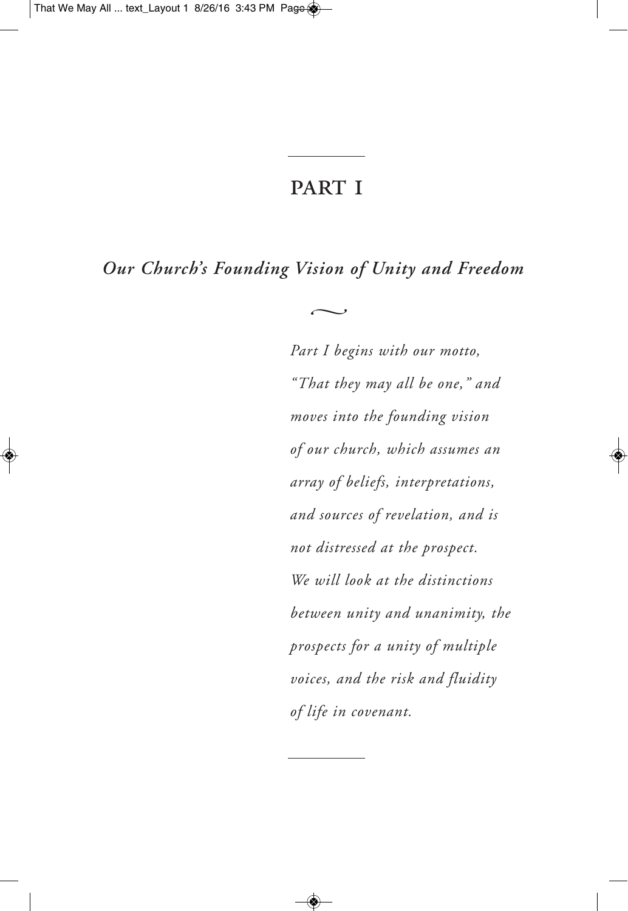# PART I

## *Our Church's Founding Vision of Unity and Freedom*

*Part I begins with our motto, "That they may all be one," and moves into the founding vision of our church, which assumes an array of beliefs, interpretations, and sources of revelation, and is not distressed at the prospect. We will look at the distinctions between unity and unanimity, the prospects for a unity of multiple voices, and the risk and fluidity of life in covenant.*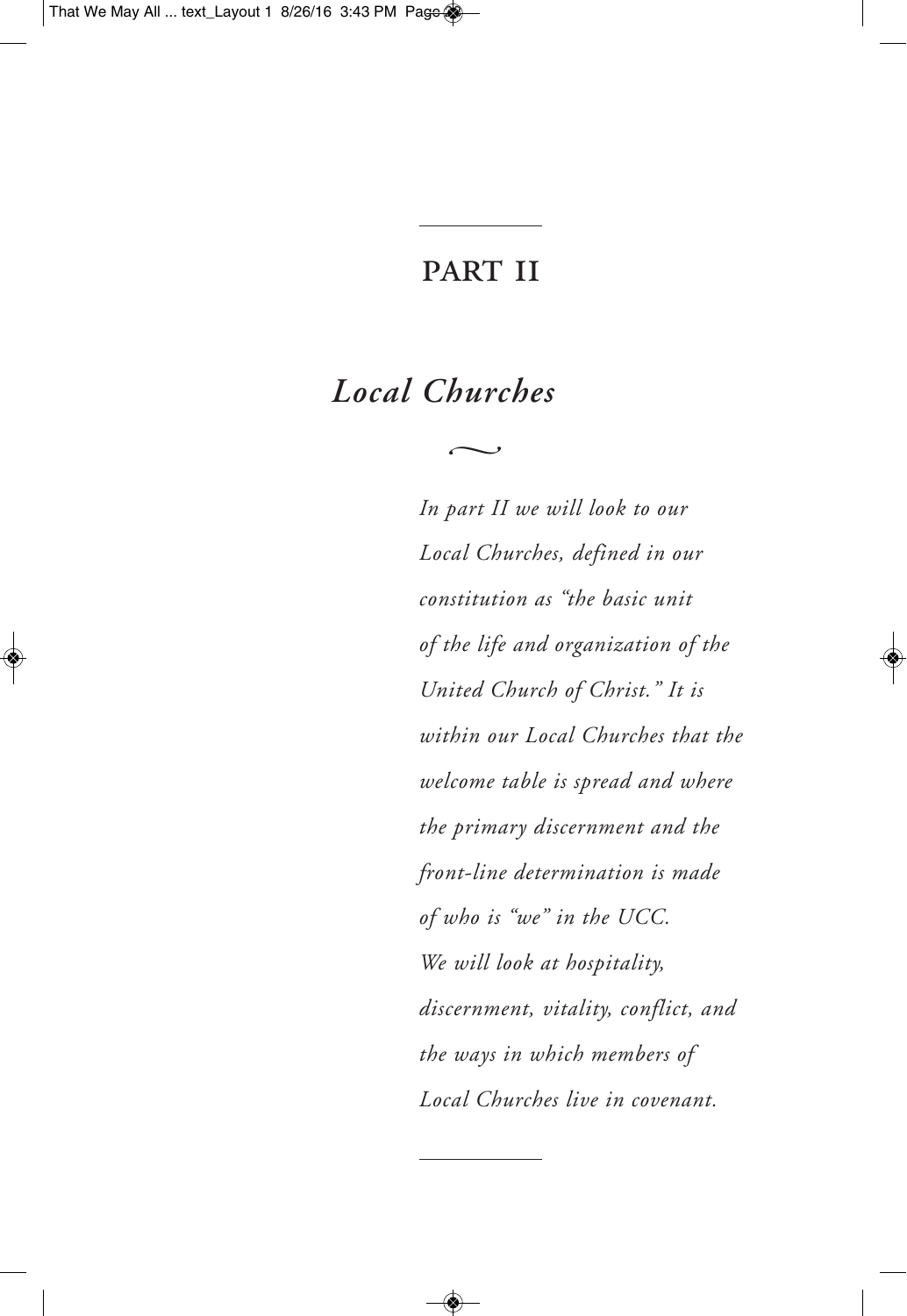# PART II

## *Local Churches*

*In part II we will look to our Local Churches, defined in our constitution as "the basic unit of the life and organization of the United Church of Christ." It is within our Local Churches that the welcome table is spread and where the primary discernment and the front-line determination is made of who is "we" in the UCC. We will look at hospitality, discernment, vitality, conflict, and the ways in which members of Local Churches live in covenant.*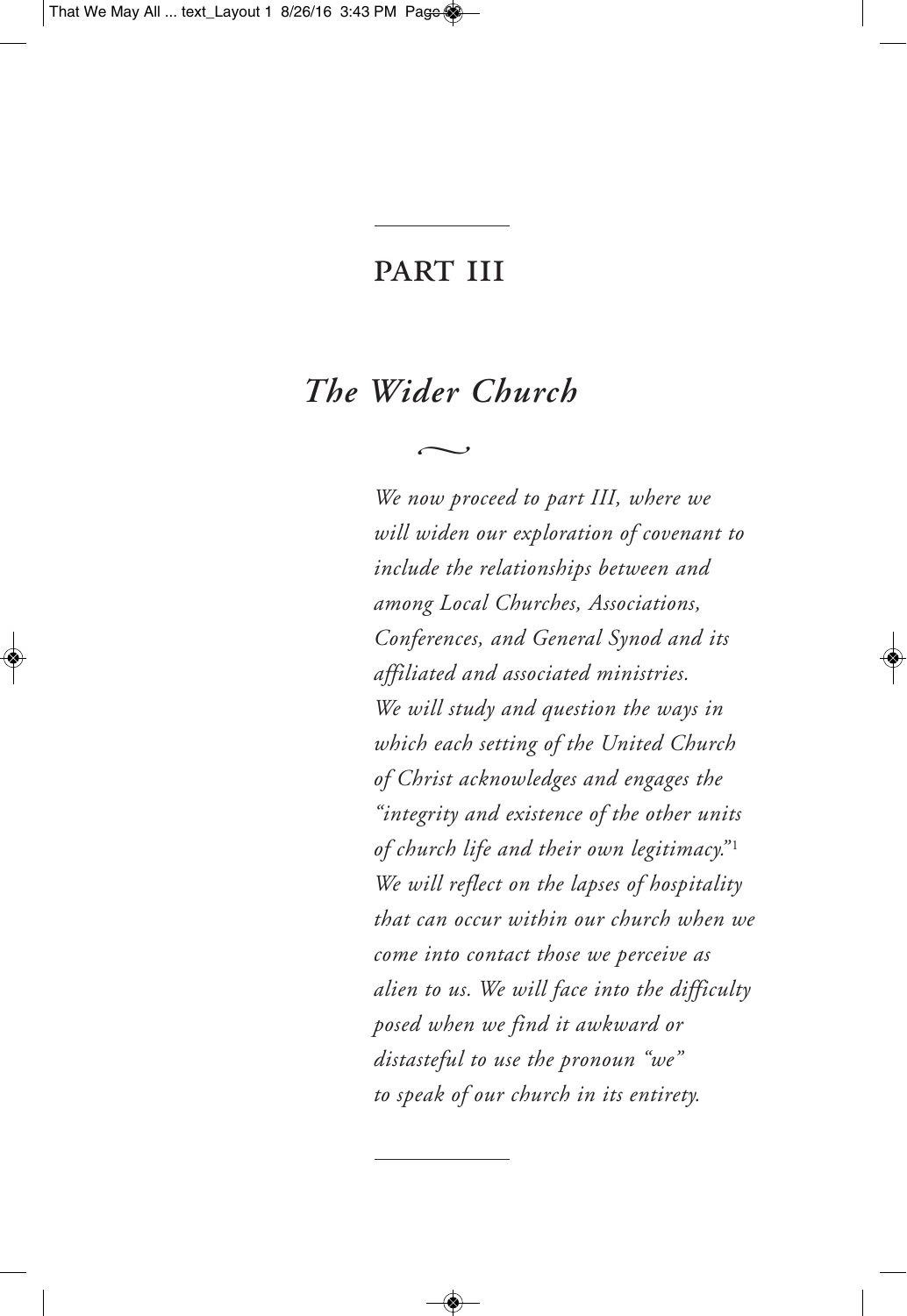# PART III

## *The Wider Church*

*We now proceed to part III, where we will widen our exploration of covenant to include the relationships between and among Local Churches, Associations, Conferences, and General Synod and its affiliated and associated ministries. We will study and question the ways in which each setting of the United Church of Christ acknowledges and engages the "integrity and existence of the other units of church life and their own legitimacy."*[1] *We will reflect on the lapses of hospitality that can occur within our church when we come into contact those we perceive as alien to us. We will face into the difficulty posed when we find it awkward or distasteful to use the pronoun "we" to speak of our church in its entirety.*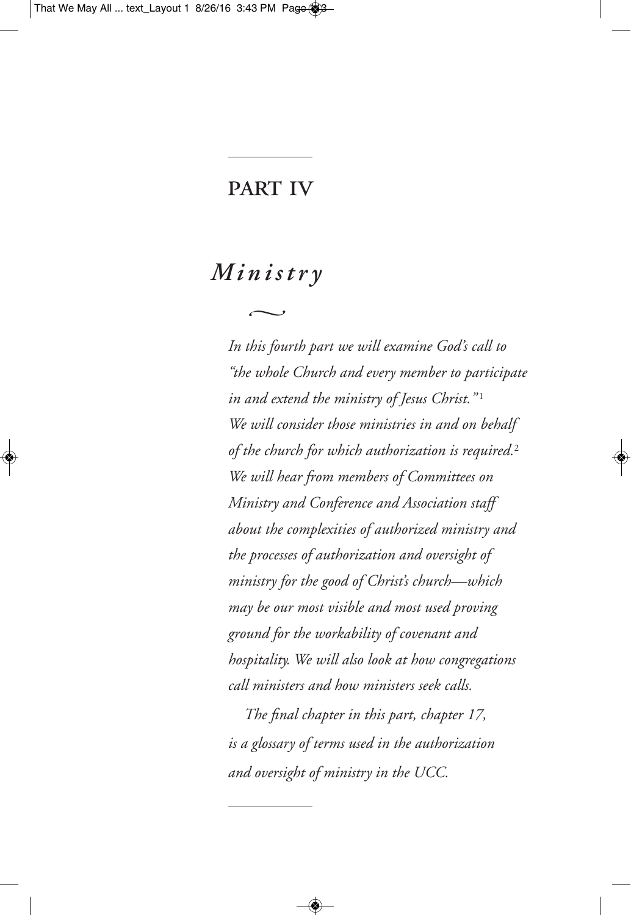# PART IV

## *Ministry*

*In this fourth part we will examine God's call to "the whole Church and every member to participate in and extend the ministry of Jesus Christ."*[1] *We will consider those ministries in and on behalf of the church for which authorization is required.*[2] *We will hear from members of Committees on Ministry and Conference and Association staff about the complexities of authorized ministry and the processes of authorization and oversight of ministry for the good of Christ's church—which may be our most visible and most used proving ground for the workability of covenant and hospitality. We will also look at how congregations call ministers and how ministers seek calls.*

*The final chapter in this part, chapter 17, is a glossary of terms used in the authorization and oversight of ministry in the UCC.*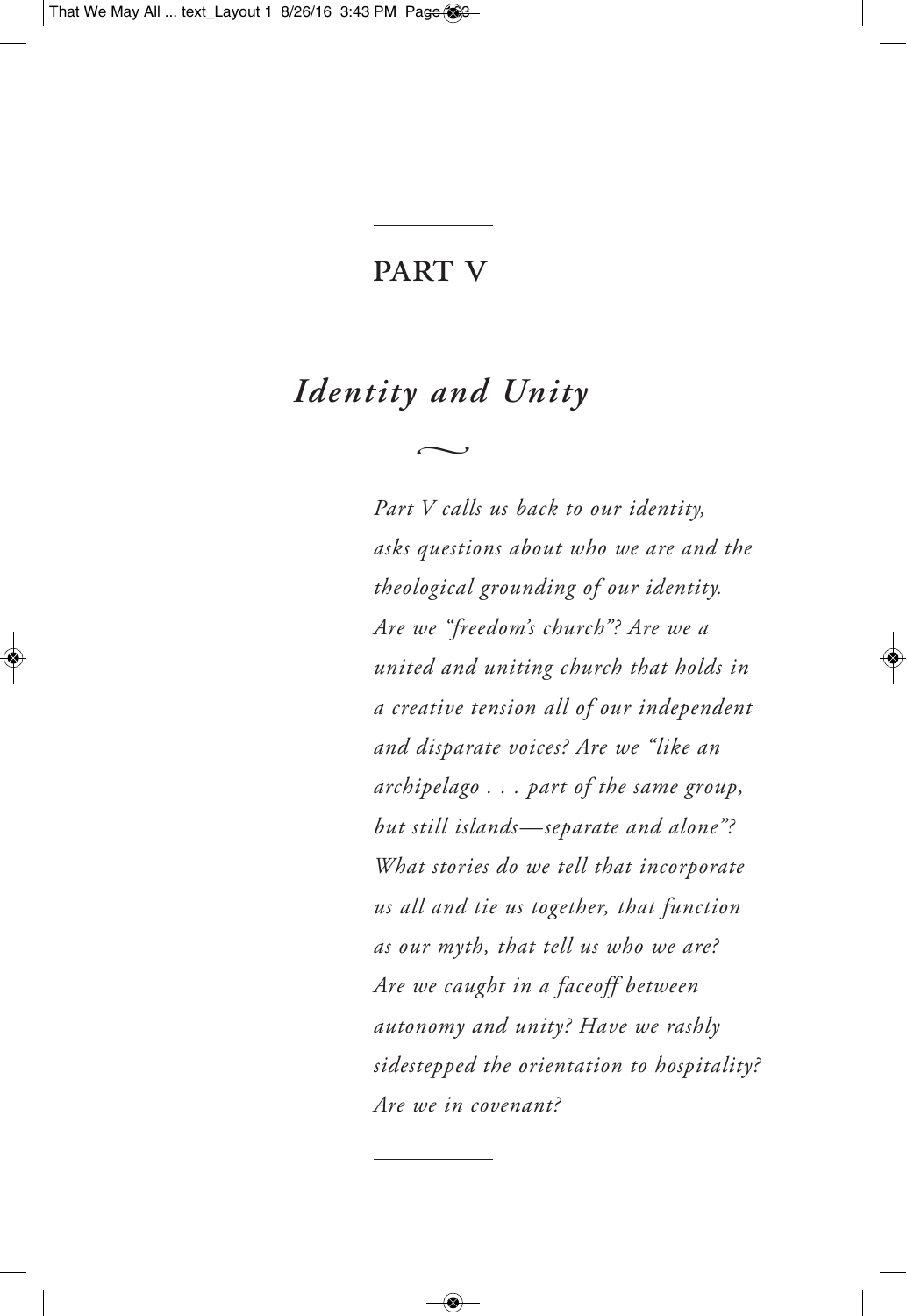# PART V

## *Identity and Unity*

*Part V calls us back to our identity, asks questions about who we are and the theological grounding of our identity. Are we "freedom's church"? Are we a united and uniting church that holds in a creative tension all of our independent and disparate voices? Are we "like an archipelago . . . part of the same group, but still islands—separate and alone"? What stories do we tell that incorporate us all and tie us together, that function as our myth, that tell us who we are? Are we caught in a faceoff between autonomy and unity? Have we rashly sidestepped the orientation to hospitality? Are we in covenant?*